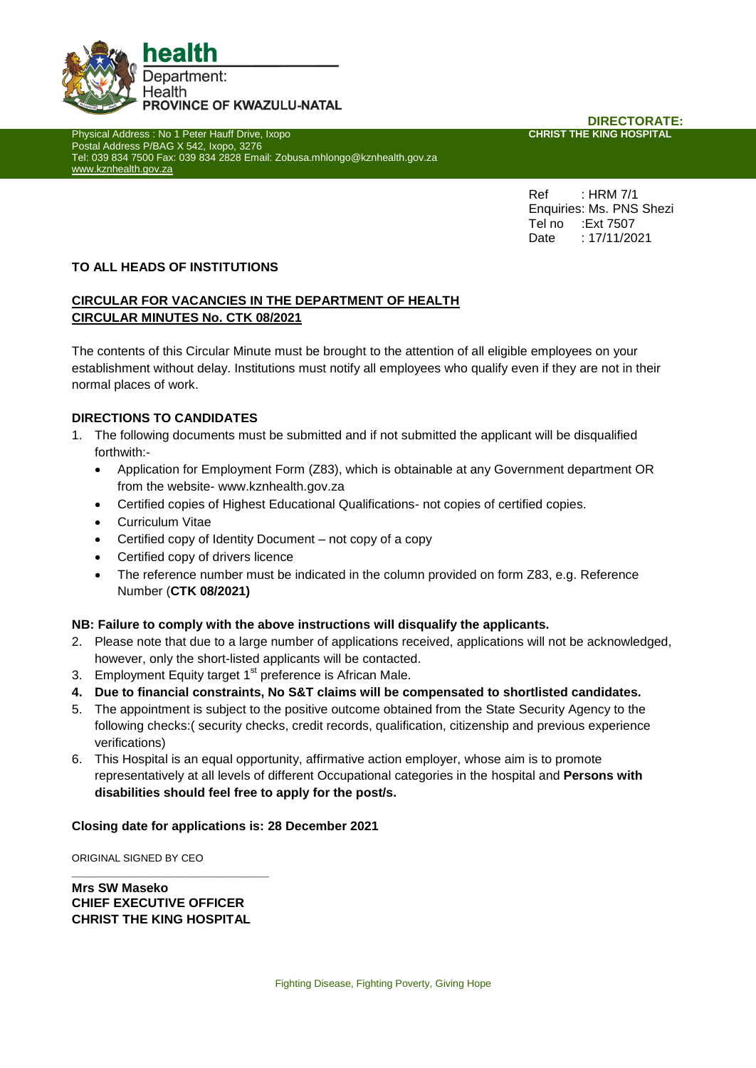**health**
Department:
Health
**PROVINCE OF KWAZULU-NATAL**

**DIRECTORATE:**
**CHRIST THE KING HOSPITAL**

Physical Address : No 1 Peter Hauff Drive, Ixopo
Postal Address P/BAG X 542, Ixopo, 3276
Tel: 039 834 7500 Fax: 039 834 2828 Email: Zobusa.mhlongo@kznhealth.gov.za
www.kznhealth.gov.za

Ref : HRM 7/1
Enquiries: Ms. PNS Shezi
Tel no :Ext 7507
Date : 17/11/2021

**TO ALL HEADS OF INSTITUTIONS**

**CIRCULAR FOR VACANCIES IN THE DEPARTMENT OF HEALTH**
**CIRCULAR MINUTES No. CTK 08/2021**

The contents of this Circular Minute must be brought to the attention of all eligible employees on your establishment without delay. Institutions must notify all employees who qualify even if they are not in their normal places of work.

**DIRECTIONS TO CANDIDATES**

1. The following documents must be submitted and if not submitted the applicant will be disqualified forthwith:-
   - Application for Employment Form (Z83), which is obtainable at any Government department OR from the website- www.kznhealth.gov.za
   - Certified copies of Highest Educational Qualifications- not copies of certified copies.
   - Curriculum Vitae
   - Certified copy of Identity Document – not copy of a copy
   - Certified copy of drivers licence
   - The reference number must be indicated in the column provided on form Z83, e.g. Reference Number (**CTK 08/2021)**

**NB: Failure to comply with the above instructions will disqualify the applicants.**

2. Please note that due to a large number of applications received, applications will not be acknowledged, however, only the short-listed applicants will be contacted.
3. Employment Equity target 1st preference is African Male.
4. **Due to financial constraints, No S&T claims will be compensated to shortlisted candidates.**
5. The appointment is subject to the positive outcome obtained from the State Security Agency to the following checks:( security checks, credit records, qualification, citizenship and previous experience verifications)
6. This Hospital is an equal opportunity, affirmative action employer, whose aim is to promote representatively at all levels of different Occupational categories in the hospital and **Persons with disabilities should feel free to apply for the post/s.**

**Closing date for applications is: 28 December 2021**

ORIGINAL SIGNED BY CEO

**Mrs SW Maseko**
**CHIEF EXECUTIVE OFFICER**
**CHRIST THE KING HOSPITAL**

Fighting Disease, Fighting Poverty, Giving Hope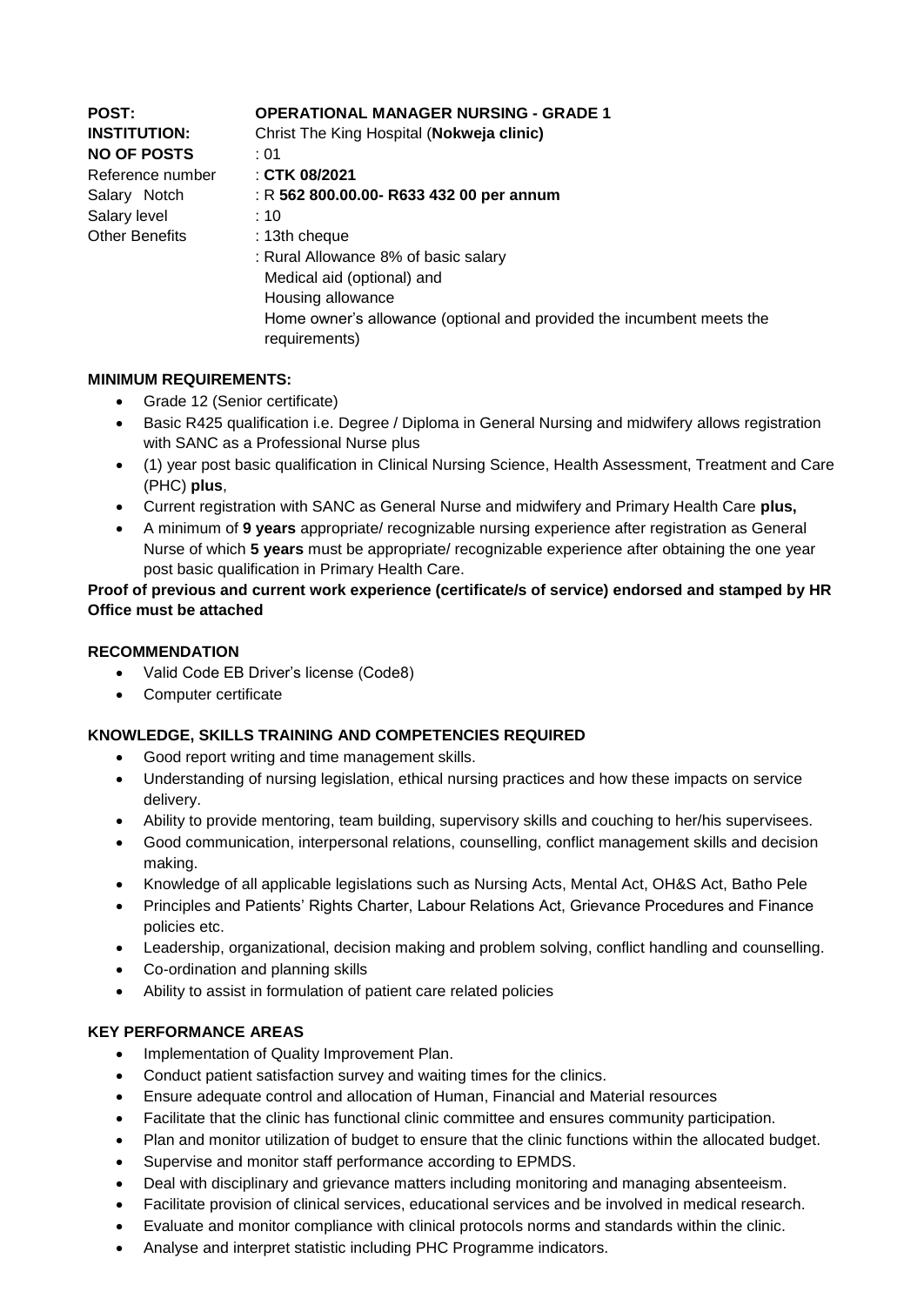| | |
|---|---|
| **POST:** | **OPERATIONAL MANAGER NURSING - GRADE 1** |
| **INSTITUTION:** | Christ The King Hospital (**Nokweja clinic)** |
| **NO OF POSTS** | : 01 |
| Reference number | : **CTK 08/2021** |
| Salary Notch | : R **562 800.00.00- R633 432 00 per annum** |
| Salary level | : 10 |
| Other Benefits | : 13th cheque |
| | : Rural Allowance 8% of basic salary |
| | Medical aid (optional) and |
| | Housing allowance |
| | Home owner's allowance (optional and provided the incumbent meets the requirements) |

**MINIMUM REQUIREMENTS:**

- Grade 12 (Senior certificate)
- Basic R425 qualification i.e. Degree / Diploma in General Nursing and midwifery allows registration with SANC as a Professional Nurse plus
- (1) year post basic qualification in Clinical Nursing Science, Health Assessment, Treatment and Care (PHC) **plus**,
- Current registration with SANC as General Nurse and midwifery and Primary Health Care **plus,**
- A minimum of **9 years** appropriate/ recognizable nursing experience after registration as General Nurse of which **5 years** must be appropriate/ recognizable experience after obtaining the one year post basic qualification in Primary Health Care.

**Proof of previous and current work experience (certificate/s of service) endorsed and stamped by HR Office must be attached**

**RECOMMENDATION**

- Valid Code EB Driver's license (Code8)
- Computer certificate

**KNOWLEDGE, SKILLS TRAINING AND COMPETENCIES REQUIRED**

- Good report writing and time management skills.
- Understanding of nursing legislation, ethical nursing practices and how these impacts on service delivery.
- Ability to provide mentoring, team building, supervisory skills and couching to her/his supervisees.
- Good communication, interpersonal relations, counselling, conflict management skills and decision making.
- Knowledge of all applicable legislations such as Nursing Acts, Mental Act, OH&S Act, Batho Pele
- Principles and Patients' Rights Charter, Labour Relations Act, Grievance Procedures and Finance policies etc.
- Leadership, organizational, decision making and problem solving, conflict handling and counselling.
- Co-ordination and planning skills
- Ability to assist in formulation of patient care related policies

**KEY PERFORMANCE AREAS**

- Implementation of Quality Improvement Plan.
- Conduct patient satisfaction survey and waiting times for the clinics.
- Ensure adequate control and allocation of Human, Financial and Material resources
- Facilitate that the clinic has functional clinic committee and ensures community participation.
- Plan and monitor utilization of budget to ensure that the clinic functions within the allocated budget.
- Supervise and monitor staff performance according to EPMDS.
- Deal with disciplinary and grievance matters including monitoring and managing absenteeism.
- Facilitate provision of clinical services, educational services and be involved in medical research.
- Evaluate and monitor compliance with clinical protocols norms and standards within the clinic.
- Analyse and interpret statistic including PHC Programme indicators.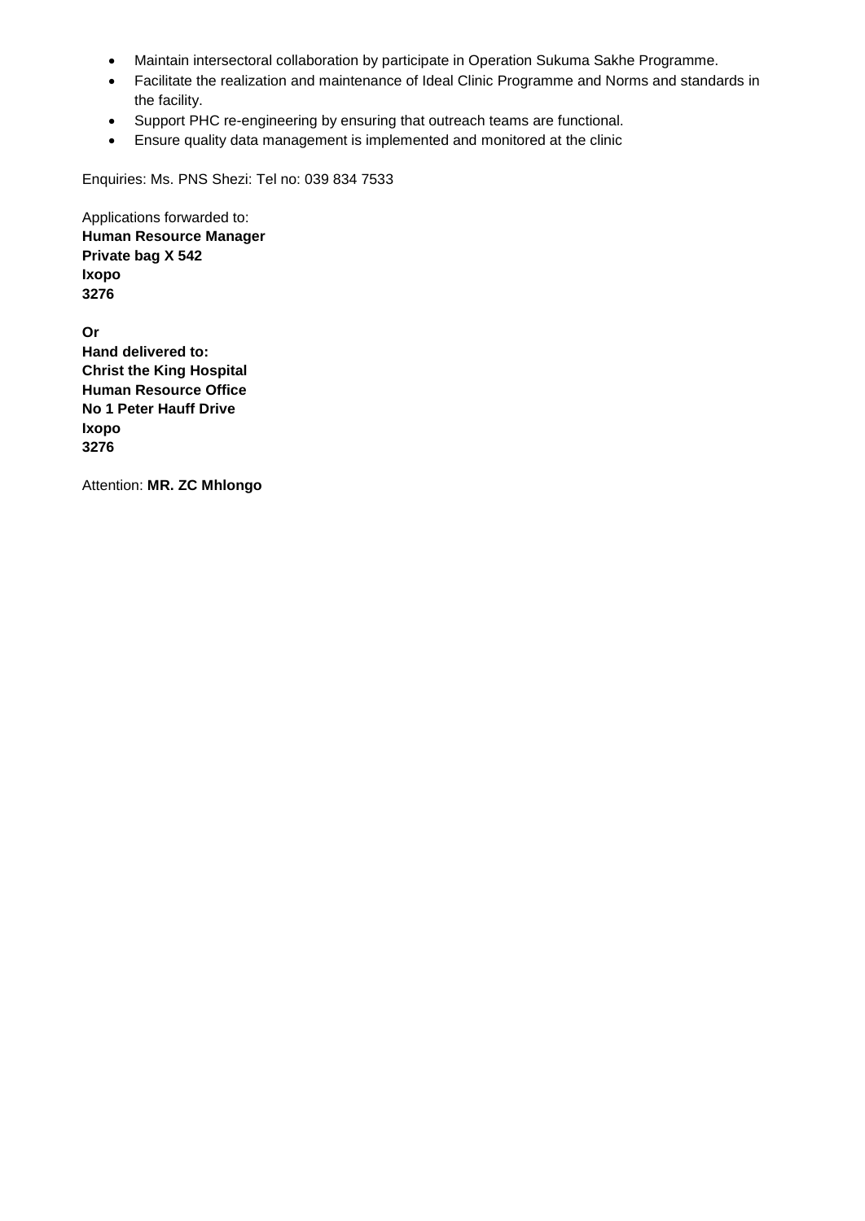- Maintain intersectoral collaboration by participate in Operation Sukuma Sakhe Programme.
- Facilitate the realization and maintenance of Ideal Clinic Programme and Norms and standards in the facility.
- Support PHC re-engineering by ensuring that outreach teams are functional.
- Ensure quality data management is implemented and monitored at the clinic

Enquiries: Ms. PNS Shezi: Tel no: 039 834 7533

Applications forwarded to:
**Human Resource Manager**
**Private bag X 542**
**Ixopo**
**3276**

**Or**
**Hand delivered to:**
**Christ the King Hospital**
**Human Resource Office**
**No 1 Peter Hauff Drive**
**Ixopo**
**3276**

Attention: **MR. ZC Mhlongo**